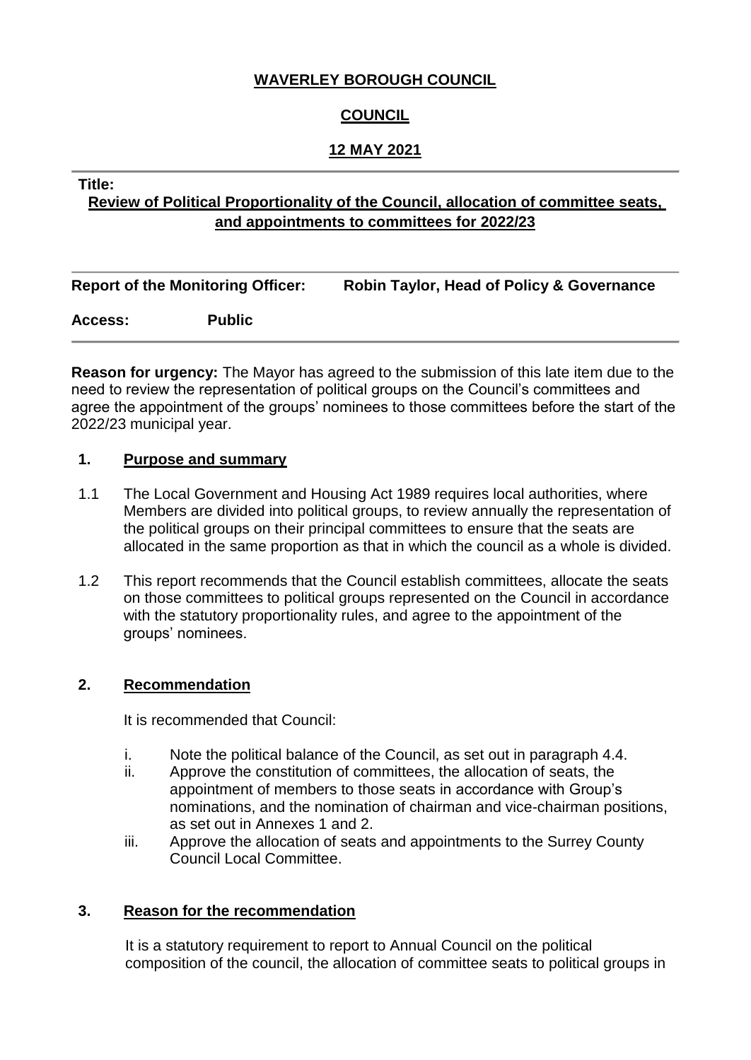**WAVERLEY BOROUGH COUNCIL**

**COUNCIL**

**12 MAY 2021**

**Title:**

**Review of Political Proportionality of the Council, allocation of committee seats, and appointments to committees for 2022/23**

**Report of the Monitoring Officer:** **Robin Taylor, Head of Policy & Governance**

**Access:** **Public**

**Reason for urgency:** The Mayor has agreed to the submission of this late item due to the need to review the representation of political groups on the Council's committees and agree the appointment of the groups' nominees to those committees before the start of the 2022/23 municipal year.

## 1. Purpose and summary

1.1 The Local Government and Housing Act 1989 requires local authorities, where Members are divided into political groups, to review annually the representation of the political groups on their principal committees to ensure that the seats are allocated in the same proportion as that in which the council as a whole is divided.

1.2 This report recommends that the Council establish committees, allocate the seats on those committees to political groups represented on the Council in accordance with the statutory proportionality rules, and agree to the appointment of the groups' nominees.

## 2. Recommendation

It is recommended that Council:

i. Note the political balance of the Council, as set out in paragraph 4.4.

ii. Approve the constitution of committees, the allocation of seats, the appointment of members to those seats in accordance with Group's nominations, and the nomination of chairman and vice-chairman positions, as set out in Annexes 1 and 2.

iii. Approve the allocation of seats and appointments to the Surrey County Council Local Committee.

## 3. Reason for the recommendation

It is a statutory requirement to report to Annual Council on the political composition of the council, the allocation of committee seats to political groups in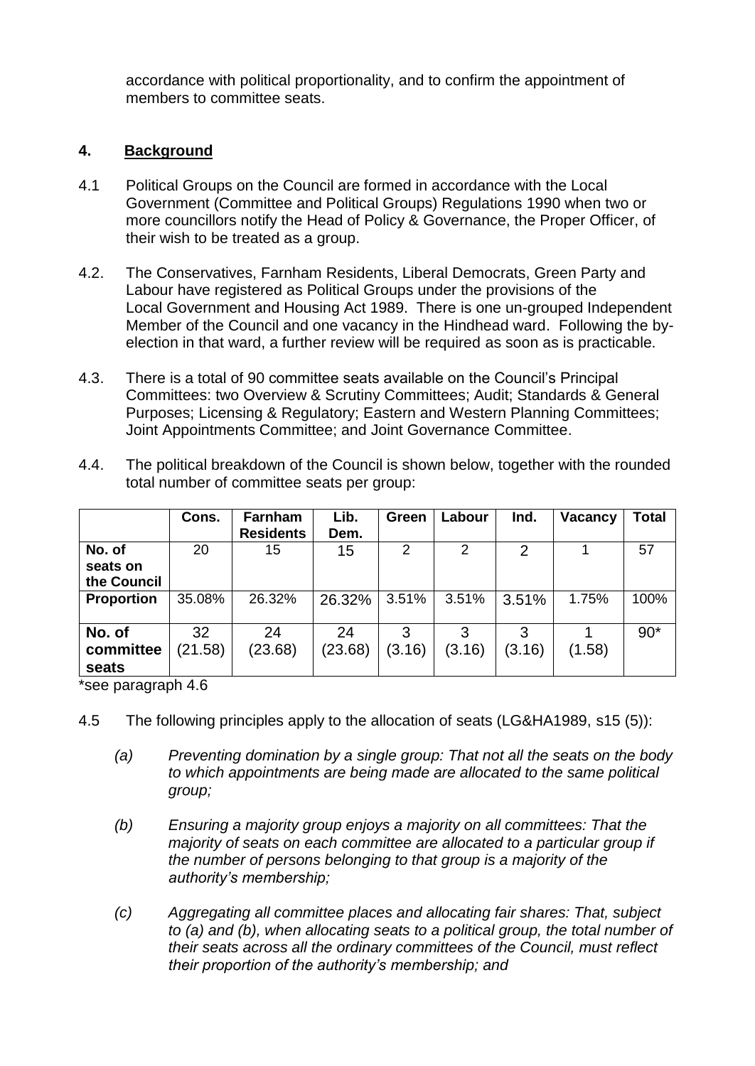accordance with political proportionality, and to confirm the appointment of members to committee seats.

## 4. Background

4.1 Political Groups on the Council are formed in accordance with the Local Government (Committee and Political Groups) Regulations 1990 when two or more councillors notify the Head of Policy & Governance, the Proper Officer, of their wish to be treated as a group.

4.2. The Conservatives, Farnham Residents, Liberal Democrats, Green Party and Labour have registered as Political Groups under the provisions of the Local Government and Housing Act 1989. There is one un-grouped Independent Member of the Council and one vacancy in the Hindhead ward. Following the by-election in that ward, a further review will be required as soon as is practicable.

4.3. There is a total of 90 committee seats available on the Council's Principal Committees: two Overview & Scrutiny Committees; Audit; Standards & General Purposes; Licensing & Regulatory; Eastern and Western Planning Committees; Joint Appointments Committee; and Joint Governance Committee.

4.4. The political breakdown of the Council is shown below, together with the rounded total number of committee seats per group:

| | Cons. | Farnham Residents | Lib. Dem. | Green | Labour | Ind. | Vacancy | Total |
|---|---|---|---|---|---|---|---|---|
| **No. of seats on the Council** | 20 | 15 | 15 | 2 | 2 | 2 | 1 | 57 |
| **Proportion** | 35.08% | 26.32% | 26.32% | 3.51% | 3.51% | 3.51% | 1.75% | 100% |
| **No. of committee seats** | 32 (21.58) | 24 (23.68) | 24 (23.68) | 3 (3.16) | 3 (3.16) | 3 (3.16) | 1 (1.58) | 90* |

*see paragraph 4.6

4.5 The following principles apply to the allocation of seats (LG&HA1989, s15 (5)):

*(a) Preventing domination by a single group: That not all the seats on the body to which appointments are being made are allocated to the same political group;*

*(b) Ensuring a majority group enjoys a majority on all committees: That the majority of seats on each committee are allocated to a particular group if the number of persons belonging to that group is a majority of the authority's membership;*

*(c) Aggregating all committee places and allocating fair shares: That, subject to (a) and (b), when allocating seats to a political group, the total number of their seats across all the ordinary committees of the Council, must reflect their proportion of the authority's membership; and*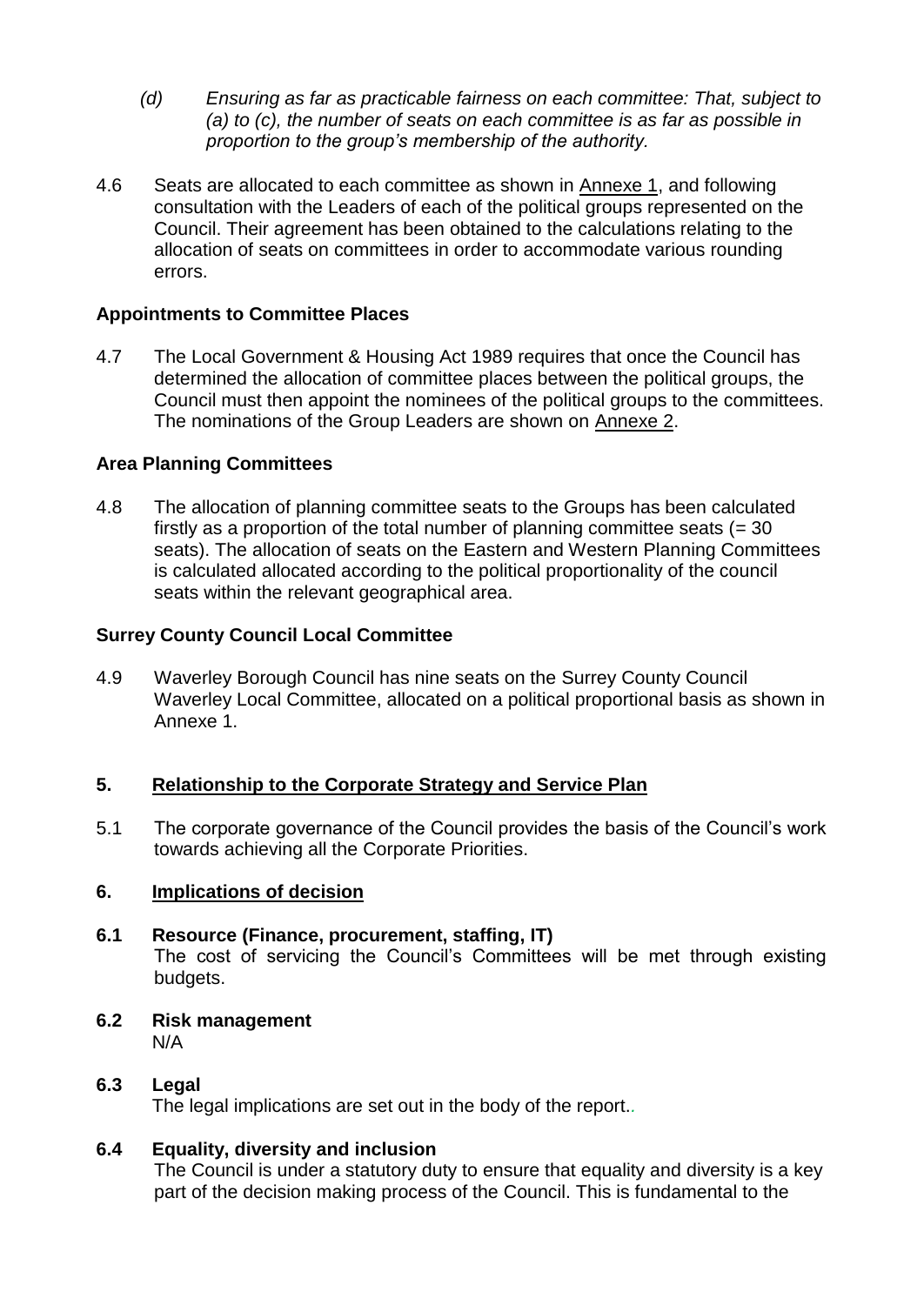*(d) Ensuring as far as practicable fairness on each committee: That, subject to (a) to (c), the number of seats on each committee is as far as possible in proportion to the group's membership of the authority.*

4.6 Seats are allocated to each committee as shown in Annexe 1, and following consultation with the Leaders of each of the political groups represented on the Council. Their agreement has been obtained to the calculations relating to the allocation of seats on committees in order to accommodate various rounding errors.

**Appointments to Committee Places**

4.7 The Local Government & Housing Act 1989 requires that once the Council has determined the allocation of committee places between the political groups, the Council must then appoint the nominees of the political groups to the committees. The nominations of the Group Leaders are shown on Annexe 2.

**Area Planning Committees**

4.8 The allocation of planning committee seats to the Groups has been calculated firstly as a proportion of the total number of planning committee seats (= 30 seats). The allocation of seats on the Eastern and Western Planning Committees is calculated allocated according to the political proportionality of the council seats within the relevant geographical area.

**Surrey County Council Local Committee**

4.9 Waverley Borough Council has nine seats on the Surrey County Council Waverley Local Committee, allocated on a political proportional basis as shown in Annexe 1.

## 5. Relationship to the Corporate Strategy and Service Plan

5.1 The corporate governance of the Council provides the basis of the Council's work towards achieving all the Corporate Priorities.

## 6. Implications of decision

**6.1 Resource (Finance, procurement, staffing, IT)**

The cost of servicing the Council's Committees will be met through existing budgets.

**6.2 Risk management**

N/A

**6.3 Legal**

The legal implications are set out in the body of the report..

**6.4 Equality, diversity and inclusion**

The Council is under a statutory duty to ensure that equality and diversity is a key part of the decision making process of the Council. This is fundamental to the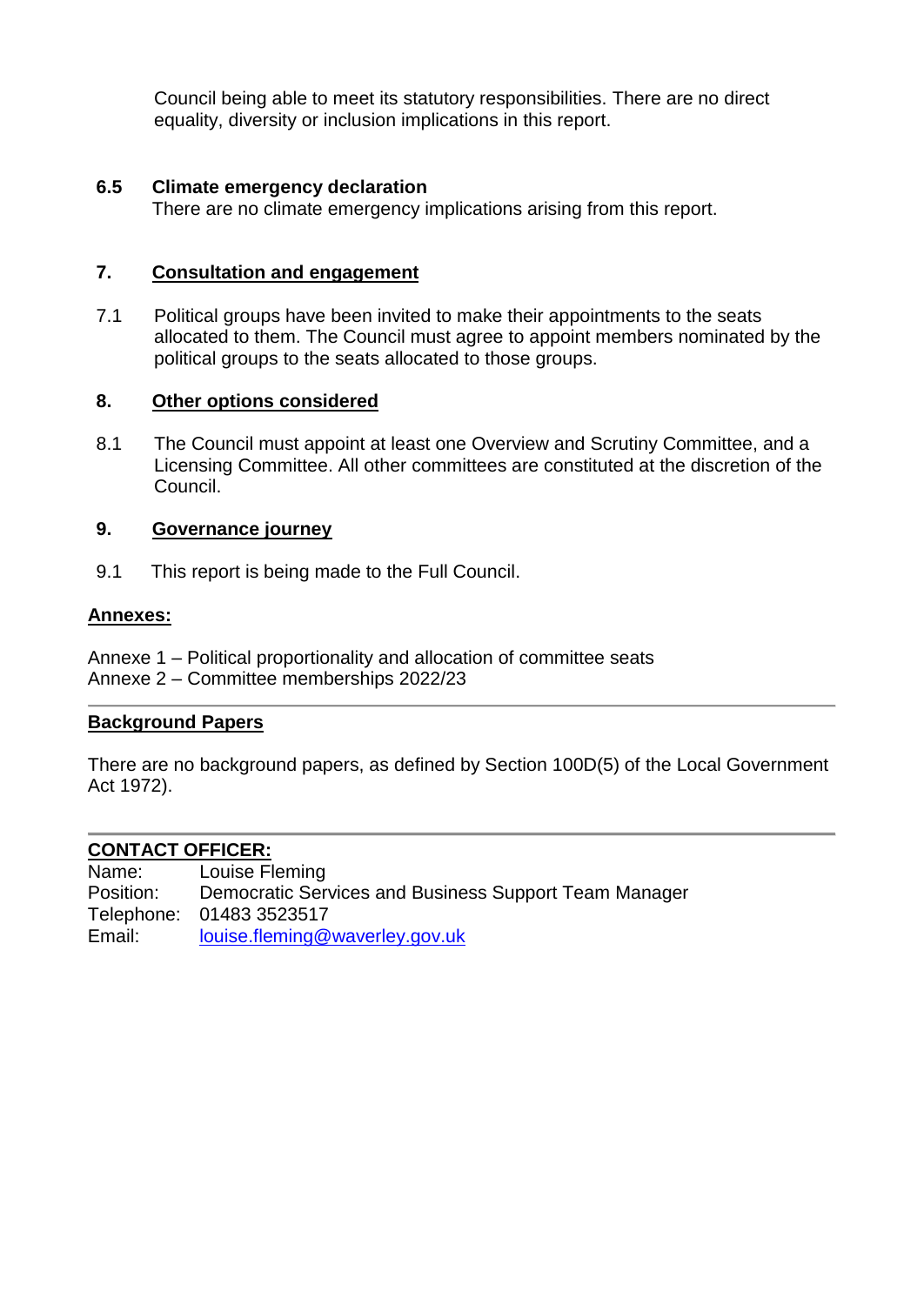Council being able to meet its statutory responsibilities. There are no direct equality, diversity or inclusion implications in this report.

**6.5 Climate emergency declaration**

There are no climate emergency implications arising from this report.

## 7. Consultation and engagement

7.1 Political groups have been invited to make their appointments to the seats allocated to them. The Council must agree to appoint members nominated by the political groups to the seats allocated to those groups.

## 8. Other options considered

8.1 The Council must appoint at least one Overview and Scrutiny Committee, and a Licensing Committee. All other committees are constituted at the discretion of the Council.

## 9. Governance journey

9.1 This report is being made to the Full Council.

**Annexes:**

Annexe 1 – Political proportionality and allocation of committee seats
Annexe 2 – Committee memberships 2022/23

**Background Papers**

There are no background papers, as defined by Section 100D(5) of the Local Government Act 1972).

**CONTACT OFFICER:**

Name: Louise Fleming
Position: Democratic Services and Business Support Team Manager
Telephone: 01483 3523517
Email: louise.fleming@waverley.gov.uk